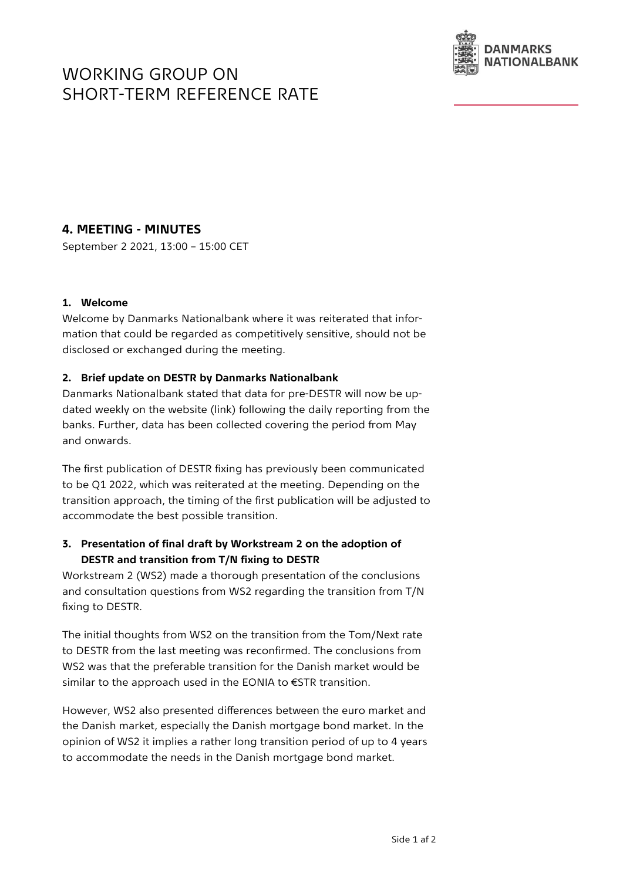# WORKING GROUP ON SHORT-TERM REFERENCE RATE

DANMARKS NATIONALBANK

## 4. MEETING - MINUTES

September 2 2021, 13:00 – 15:00 CET

### 1. Welcome

Welcome by Danmarks Nationalbank where it was reiterated that information that could be regarded as competitively sensitive, should not be disclosed or exchanged during the meeting.

### 2. Brief update on DESTR by Danmarks Nationalbank

Danmarks Nationalbank stated that data for pre-DESTR will now be updated weekly on the website (link) following the daily reporting from the banks. Further, data has been collected covering the period from May and onwards.

The first publication of DESTR fixing has previously been communicated to be Q1 2022, which was reiterated at the meeting. Depending on the transition approach, the timing of the first publication will be adjusted to accommodate the best possible transition.

### 3. Presentation of final draft by Workstream 2 on the adoption of DESTR and transition from T/N fixing to DESTR

Workstream 2 (WS2) made a thorough presentation of the conclusions and consultation questions from WS2 regarding the transition from T/N fixing to DESTR.

The initial thoughts from WS2 on the transition from the Tom/Next rate to DESTR from the last meeting was reconfirmed. The conclusions from WS2 was that the preferable transition for the Danish market would be similar to the approach used in the EONIA to €STR transition.

However, WS2 also presented differences between the euro market and the Danish market, especially the Danish mortgage bond market. In the opinion of WS2 it implies a rather long transition period of up to 4 years to accommodate the needs in the Danish mortgage bond market.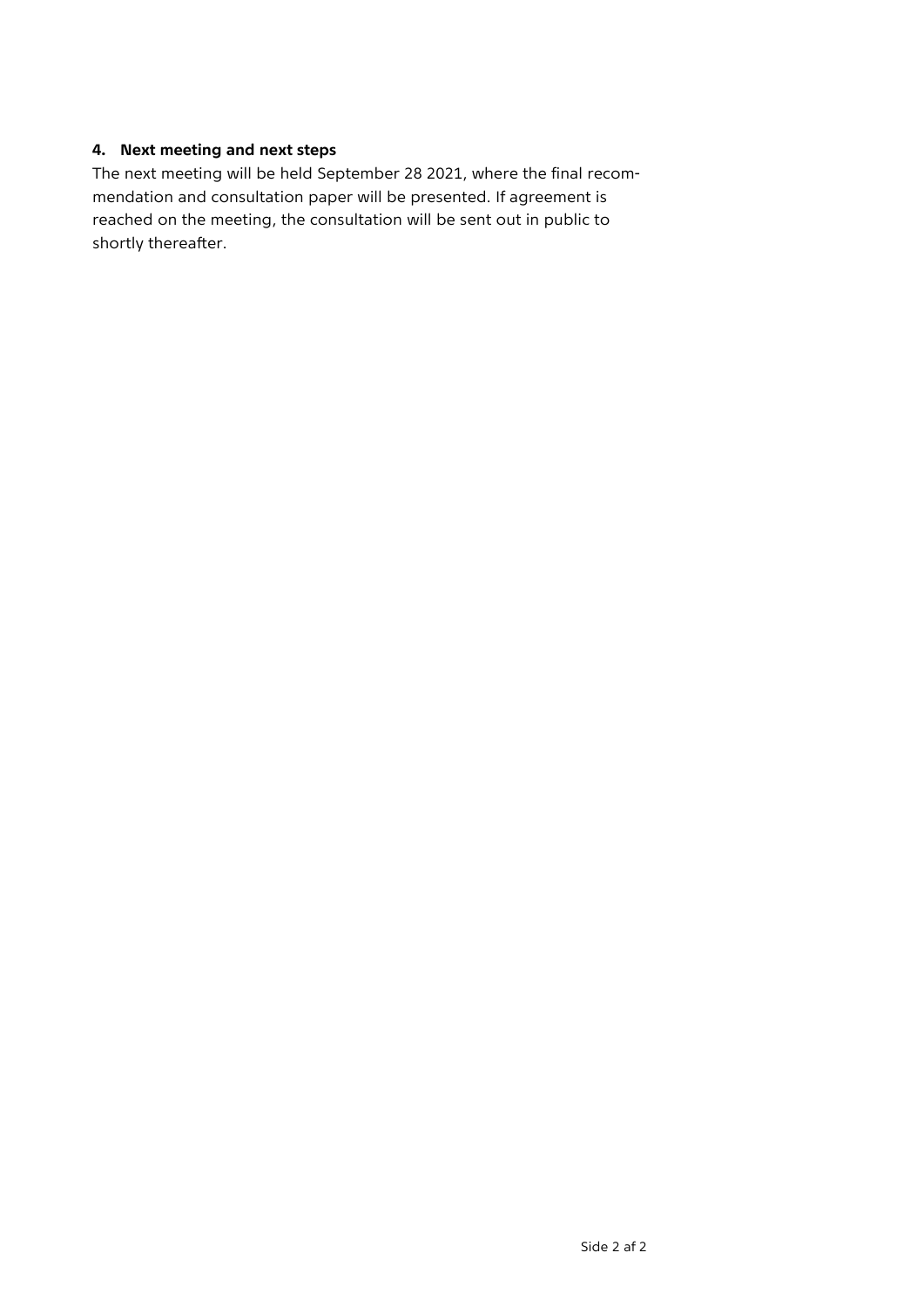## 4. Next meeting and next steps

The next meeting will be held September 28 2021, where the final recommendation and consultation paper will be presented. If agreement is reached on the meeting, the consultation will be sent out in public to shortly thereafter.